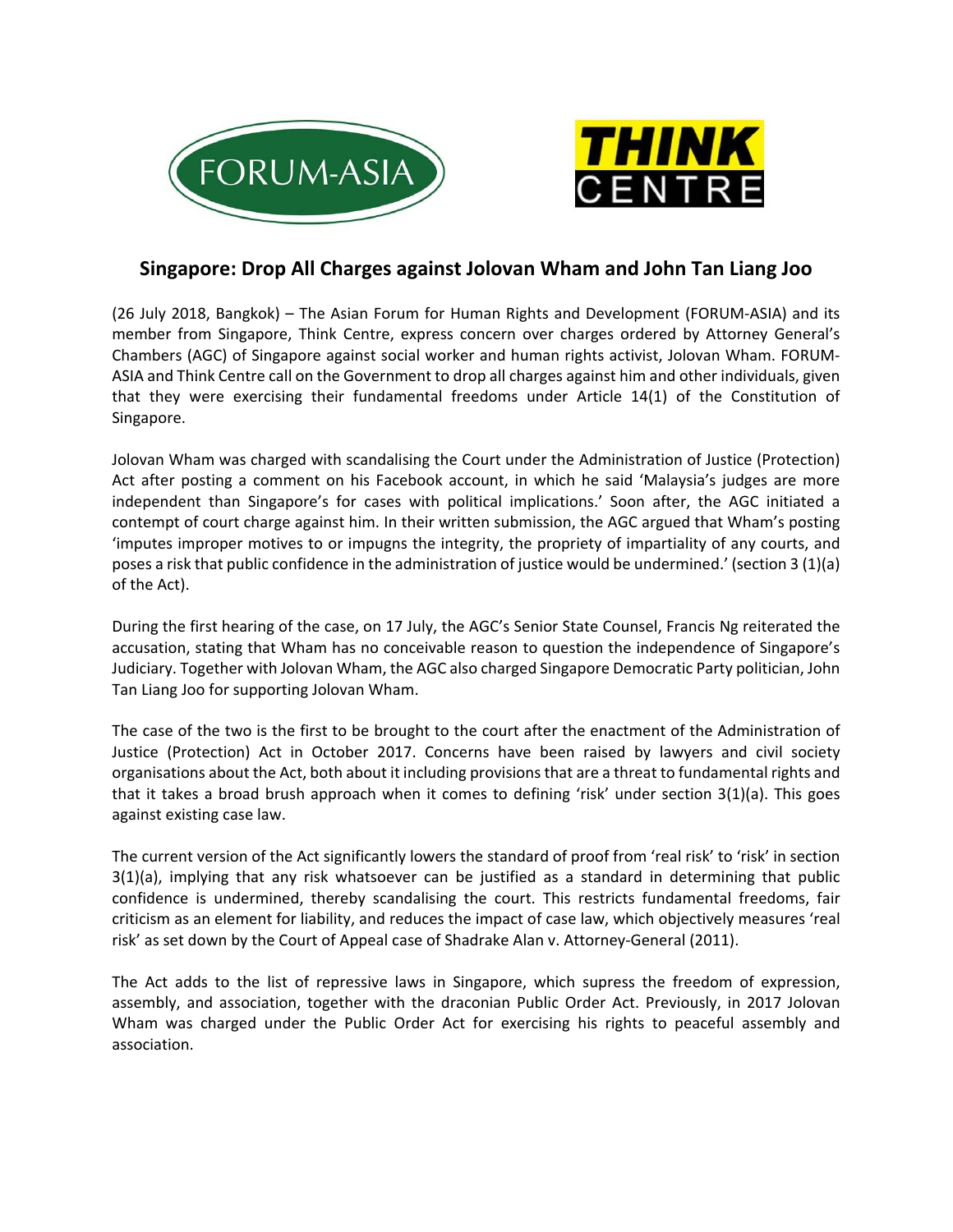FORUM-ASIA

THINK CENTRE

## Singapore: Drop All Charges against Jolovan Wham and John Tan Liang Joo

(26 July 2018, Bangkok) – The Asian Forum for Human Rights and Development (FORUM-ASIA) and its member from Singapore, Think Centre, express concern over charges ordered by Attorney General's Chambers (AGC) of Singapore against social worker and human rights activist, Jolovan Wham. FORUM-ASIA and Think Centre call on the Government to drop all charges against him and other individuals, given that they were exercising their fundamental freedoms under Article 14(1) of the Constitution of Singapore.

Jolovan Wham was charged with scandalising the Court under the Administration of Justice (Protection) Act after posting a comment on his Facebook account, in which he said 'Malaysia's judges are more independent than Singapore's for cases with political implications.' Soon after, the AGC initiated a contempt of court charge against him. In their written submission, the AGC argued that Wham's posting 'imputes improper motives to or impugns the integrity, the propriety of impartiality of any courts, and poses a risk that public confidence in the administration of justice would be undermined.' (section 3 (1)(a) of the Act).

During the first hearing of the case, on 17 July, the AGC's Senior State Counsel, Francis Ng reiterated the accusation, stating that Wham has no conceivable reason to question the independence of Singapore's Judiciary. Together with Jolovan Wham, the AGC also charged Singapore Democratic Party politician, John Tan Liang Joo for supporting Jolovan Wham.

The case of the two is the first to be brought to the court after the enactment of the Administration of Justice (Protection) Act in October 2017. Concerns have been raised by lawyers and civil society organisations about the Act, both about it including provisions that are a threat to fundamental rights and that it takes a broad brush approach when it comes to defining 'risk' under section 3(1)(a). This goes against existing case law.

The current version of the Act significantly lowers the standard of proof from 'real risk' to 'risk' in section 3(1)(a), implying that any risk whatsoever can be justified as a standard in determining that public confidence is undermined, thereby scandalising the court. This restricts fundamental freedoms, fair criticism as an element for liability, and reduces the impact of case law, which objectively measures 'real risk' as set down by the Court of Appeal case of Shadrake Alan v. Attorney-General (2011).

The Act adds to the list of repressive laws in Singapore, which supress the freedom of expression, assembly, and association, together with the draconian Public Order Act. Previously, in 2017 Jolovan Wham was charged under the Public Order Act for exercising his rights to peaceful assembly and association.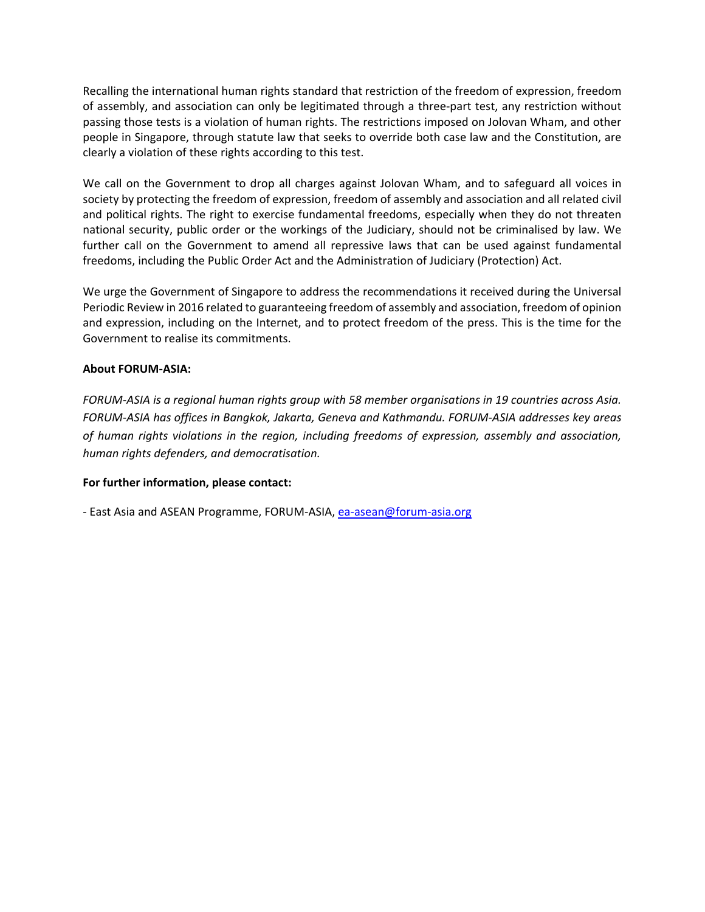Recalling the international human rights standard that restriction of the freedom of expression, freedom of assembly, and association can only be legitimated through a three-part test, any restriction without passing those tests is a violation of human rights. The restrictions imposed on Jolovan Wham, and other people in Singapore, through statute law that seeks to override both case law and the Constitution, are clearly a violation of these rights according to this test.

We call on the Government to drop all charges against Jolovan Wham, and to safeguard all voices in society by protecting the freedom of expression, freedom of assembly and association and all related civil and political rights. The right to exercise fundamental freedoms, especially when they do not threaten national security, public order or the workings of the Judiciary, should not be criminalised by law. We further call on the Government to amend all repressive laws that can be used against fundamental freedoms, including the Public Order Act and the Administration of Judiciary (Protection) Act.

We urge the Government of Singapore to address the recommendations it received during the Universal Periodic Review in 2016 related to guaranteeing freedom of assembly and association, freedom of opinion and expression, including on the Internet, and to protect freedom of the press. This is the time for the Government to realise its commitments.

**About FORUM-ASIA:**

*FORUM-ASIA is a regional human rights group with 58 member organisations in 19 countries across Asia. FORUM-ASIA has offices in Bangkok, Jakarta, Geneva and Kathmandu. FORUM-ASIA addresses key areas of human rights violations in the region, including freedoms of expression, assembly and association, human rights defenders, and democratisation.*

**For further information, please contact:**

- East Asia and ASEAN Programme, FORUM-ASIA, ea-asean@forum-asia.org